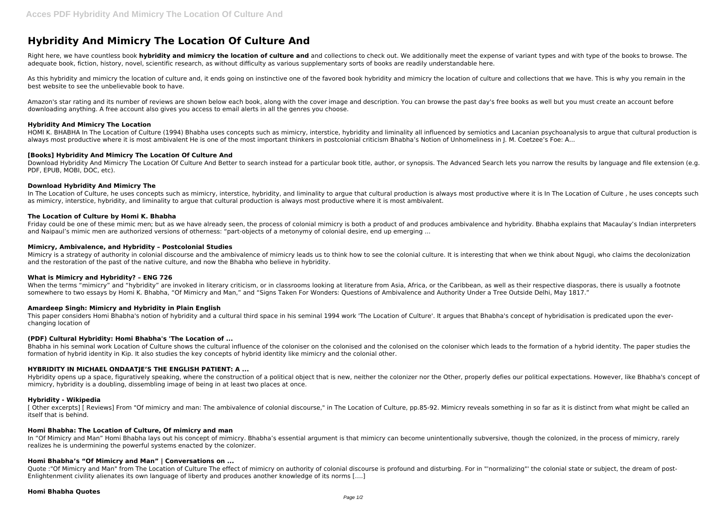# Hybridity And Mimicry The Location Of Culture And

Right here, we have countless book **hybridity and mimicry the location of culture and** and collections to check out. We additionally meet the expense of variant types and with type of the books to browse. The adequate book, fiction, history, novel, scientific research, as without difficulty as various supplementary sorts of books are readily understandable here.

As this hybridity and mimicry the location of culture and, it ends going on instinctive one of the favored book hybridity and mimicry the location of culture and collections that we have. This is why you remain in the best website to see the unbelievable book to have.

Amazon's star rating and its number of reviews are shown below each book, along with the cover image and description. You can browse the past day's free books as well but you must create an account before downloading anything. A free account also gives you access to email alerts in all the genres you choose.

### Hybridity And Mimicry The Location

HOMI K. BHABHA In The Location of Culture (1994) Bhabha uses concepts such as mimicry, interstice, hybridity and liminality all influenced by semiotics and Lacanian psychoanalysis to argue that cultural production is always most productive where it is most ambivalent He is one of the most important thinkers in postcolonial criticism Bhabha's Notion of Unhomeliness in J. M. Coetzee's Foe: A...

### [Books] Hybridity And Mimicry The Location Of Culture And

Download Hybridity And Mimicry The Location Of Culture And Better to search instead for a particular book title, author, or synopsis. The Advanced Search lets you narrow the results by language and file extension (e.g. PDF, EPUB, MOBI, DOC, etc).

### Download Hybridity And Mimicry The

In The Location of Culture, he uses concepts such as mimicry, interstice, hybridity, and liminality to argue that cultural production is always most productive where it is In The Location of Culture , he uses concepts such as mimicry, interstice, hybridity, and liminality to argue that cultural production is always most productive where it is most ambivalent.

### The Location of Culture by Homi K. Bhabha

Friday could be one of these mimic men; but as we have already seen, the process of colonial mimicry is both a product of and produces ambivalence and hybridity. Bhabha explains that Macaulay's Indian interpreters and Naipaul's mimic men are authorized versions of otherness: "part-objects of a metonymy of colonial desire, end up emerging ...

### Mimicry, Ambivalence, and Hybridity – Postcolonial Studies

Mimicry is a strategy of authority in colonial discourse and the ambivalence of mimicry leads us to think how to see the colonial culture. It is interesting that when we think about Ngugi, who claims the decolonization and the restoration of the past of the native culture, and now the Bhabha who believe in hybridity.

### What is Mimicry and Hybridity? – ENG 726

When the terms "mimicry" and "hybridity" are invoked in literary criticism, or in classrooms looking at literature from Asia, Africa, or the Caribbean, as well as their respective diasporas, there is usually a footnote somewhere to two essays by Homi K. Bhabha, "Of Mimicry and Man," and "Signs Taken For Wonders: Questions of Ambivalence and Authority Under a Tree Outside Delhi, May 1817."

### Amardeep Singh: Mimicry and Hybridity in Plain English

This paper considers Homi Bhabha's notion of hybridity and a cultural third space in his seminal 1994 work 'The Location of Culture'. It argues that Bhabha's concept of hybridisation is predicated upon the ever-changing location of

### (PDF) Cultural Hybridity: Homi Bhabha's 'The Location of ...

Bhabha in his seminal work Location of Culture shows the cultural influence of the coloniser on the colonised and the colonised on the coloniser which leads to the formation of a hybrid identity. The paper studies the formation of hybrid identity in Kip. It also studies the key concepts of hybrid identity like mimicry and the colonial other.

### HYBRIDITY IN MICHAEL ONDAATJE'S THE ENGLISH PATIENT: A ...

Hybridity opens up a space, figuratively speaking, where the construction of a political object that is new, neither the colonizer nor the Other, properly defies our political expectations. However, like Bhabha's concept of mimicry, hybridity is a doubling, dissembling image of being in at least two places at once.

### Hybridity - Wikipedia

[ Other excerpts] [ Reviews] From "Of mimicry and man: The ambivalence of colonial discourse," in The Location of Culture, pp.85-92. Mimicry reveals something in so far as it is distinct from what might be called an itself that is behind.

### Homi Bhabha: The Location of Culture, Of mimicry and man

In "Of Mimicry and Man" Homi Bhabha lays out his concept of mimicry. Bhabha's essential argument is that mimicry can become unintentionally subversive, though the colonized, in the process of mimicry, rarely realizes he is undermining the powerful systems enacted by the colonizer.

### Homi Bhabha's "Of Mimicry and Man" | Conversations on ...

Quote :"Of Mimicry and Man" from The Location of Culture The effect of mimicry on authority of colonial discourse is profound and disturbing. For in "'normalizing"' the colonial state or subject, the dream of post-Enlightenment civility alienates its own language of liberty and produces another knowledge of its norms [....]

### Homi Bhabha Quotes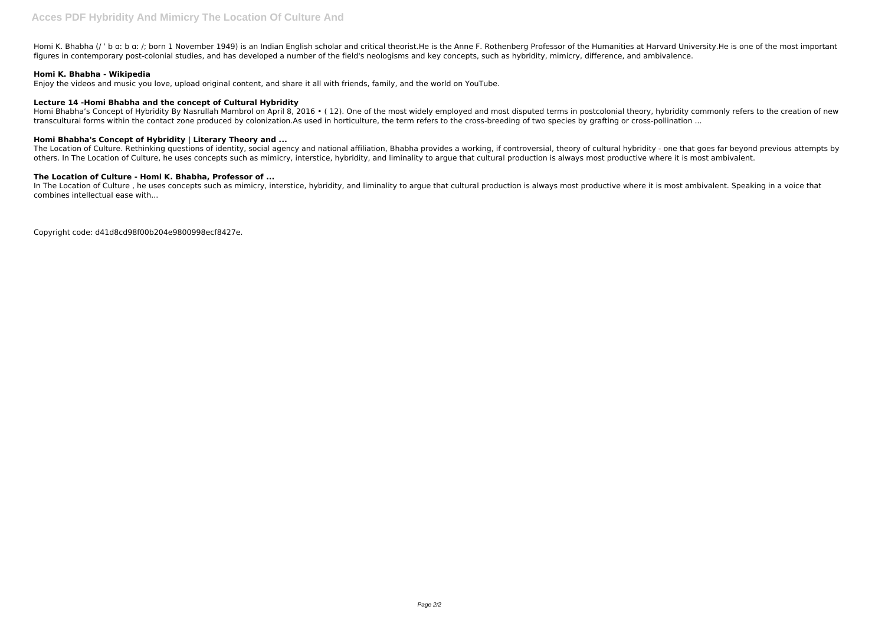Homi K. Bhabha (/ ˈ b ɑː b ɑː /; born 1 November 1949) is an Indian English scholar and critical theorist.He is the Anne F. Rothenberg Professor of the Humanities at Harvard University.He is one of the most important figures in contemporary post-colonial studies, and has developed a number of the field's neologisms and key concepts, such as hybridity, mimicry, difference, and ambivalence.

**Homi K. Bhabha - Wikipedia**

Enjoy the videos and music you love, upload original content, and share it all with friends, family, and the world on YouTube.

**Lecture 14 -Homi Bhabha and the concept of Cultural Hybridity**

Homi Bhabha's Concept of Hybridity By Nasrullah Mambrol on April 8, 2016 • ( 12). One of the most widely employed and most disputed terms in postcolonial theory, hybridity commonly refers to the creation of new transcultural forms within the contact zone produced by colonization.As used in horticulture, the term refers to the cross-breeding of two species by grafting or cross-pollination ...

**Homi Bhabha's Concept of Hybridity | Literary Theory and ...**

The Location of Culture. Rethinking questions of identity, social agency and national affiliation, Bhabha provides a working, if controversial, theory of cultural hybridity - one that goes far beyond previous attempts by others. In The Location of Culture, he uses concepts such as mimicry, interstice, hybridity, and liminality to argue that cultural production is always most productive where it is most ambivalent.

**The Location of Culture - Homi K. Bhabha, Professor of ...**

In The Location of Culture , he uses concepts such as mimicry, interstice, hybridity, and liminality to argue that cultural production is always most productive where it is most ambivalent. Speaking in a voice that combines intellectual ease with...

Copyright code: d41d8cd98f00b204e9800998ecf8427e.